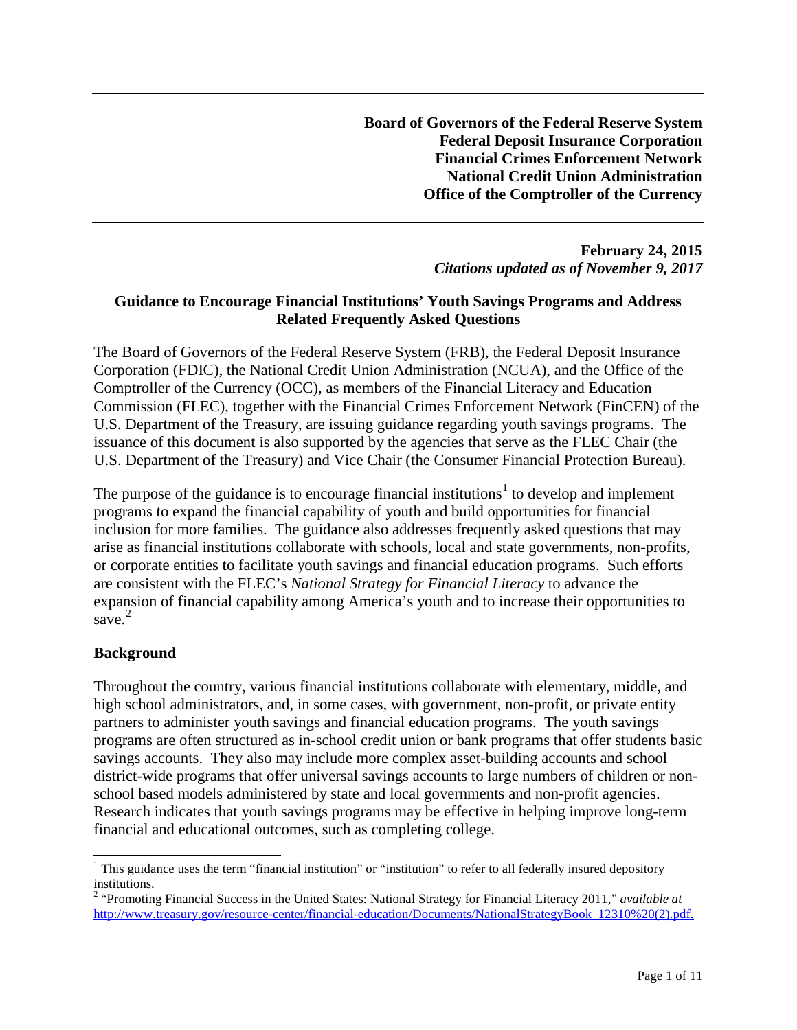**Board of Governors of the Federal Reserve System**
**Federal Deposit Insurance Corporation**
**Financial Crimes Enforcement Network**
**National Credit Union Administration**
**Office of the Comptroller of the Currency**

**February 24, 2015**
*Citations updated as of November 9, 2017*

## Guidance to Encourage Financial Institutions' Youth Savings Programs and Address Related Frequently Asked Questions

The Board of Governors of the Federal Reserve System (FRB), the Federal Deposit Insurance Corporation (FDIC), the National Credit Union Administration (NCUA), and the Office of the Comptroller of the Currency (OCC), as members of the Financial Literacy and Education Commission (FLEC), together with the Financial Crimes Enforcement Network (FinCEN) of the U.S. Department of the Treasury, are issuing guidance regarding youth savings programs. The issuance of this document is also supported by the agencies that serve as the FLEC Chair (the U.S. Department of the Treasury) and Vice Chair (the Consumer Financial Protection Bureau).

The purpose of the guidance is to encourage financial institutions[1] to develop and implement programs to expand the financial capability of youth and build opportunities for financial inclusion for more families. The guidance also addresses frequently asked questions that may arise as financial institutions collaborate with schools, local and state governments, non-profits, or corporate entities to facilitate youth savings and financial education programs. Such efforts are consistent with the FLEC's *National Strategy for Financial Literacy* to advance the expansion of financial capability among America's youth and to increase their opportunities to save.[2]

### Background

Throughout the country, various financial institutions collaborate with elementary, middle, and high school administrators, and, in some cases, with government, non-profit, or private entity partners to administer youth savings and financial education programs. The youth savings programs are often structured as in-school credit union or bank programs that offer students basic savings accounts. They also may include more complex asset-building accounts and school district-wide programs that offer universal savings accounts to large numbers of children or non-school based models administered by state and local governments and non-profit agencies. Research indicates that youth savings programs may be effective in helping improve long-term financial and educational outcomes, such as completing college.

---

[1] This guidance uses the term "financial institution" or "institution" to refer to all federally insured depository institutions.

[2] "Promoting Financial Success in the United States: National Strategy for Financial Literacy 2011," *available at* http://www.treasury.gov/resource-center/financial-education/Documents/NationalStrategyBook_12310%20(2).pdf.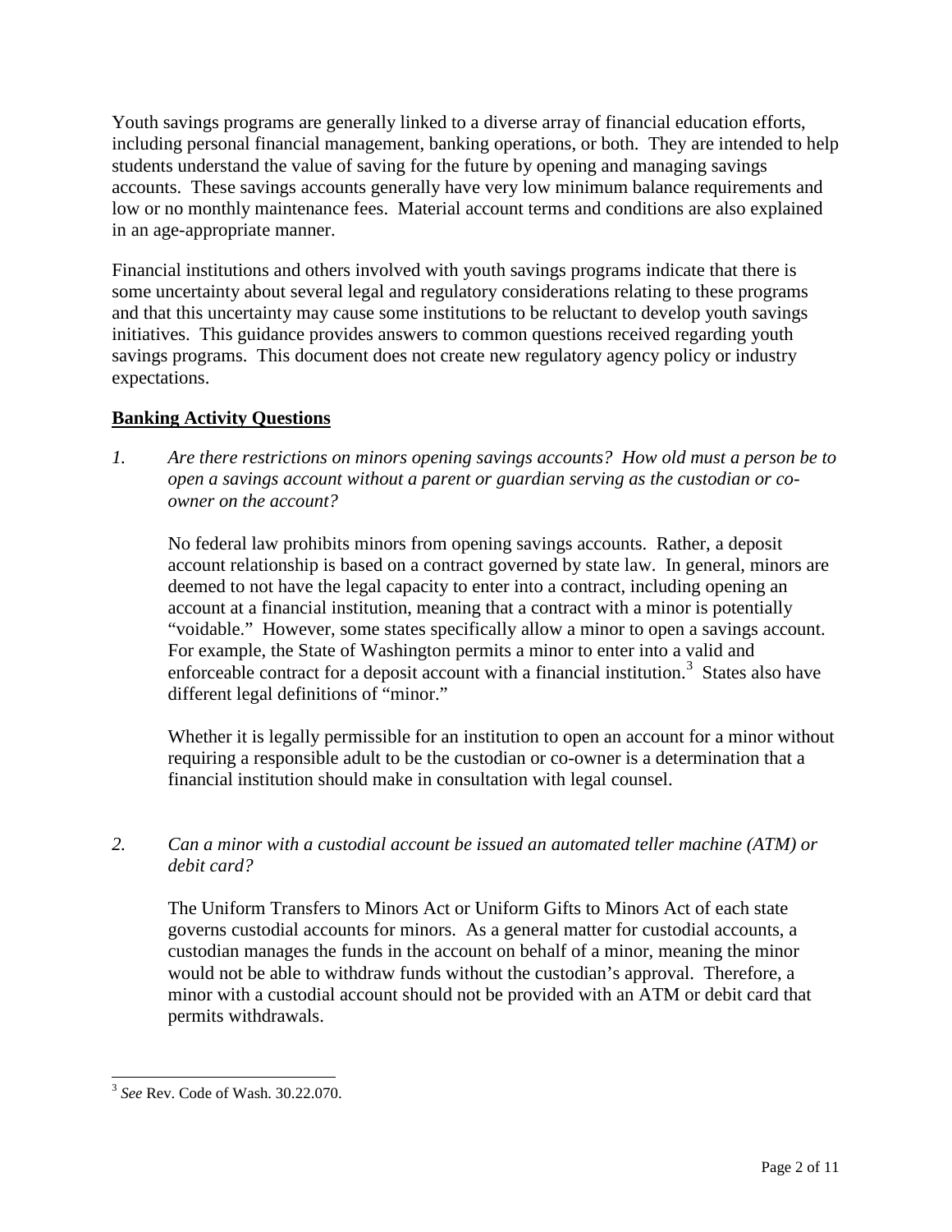Youth savings programs are generally linked to a diverse array of financial education efforts, including personal financial management, banking operations, or both. They are intended to help students understand the value of saving for the future by opening and managing savings accounts. These savings accounts generally have very low minimum balance requirements and low or no monthly maintenance fees. Material account terms and conditions are also explained in an age-appropriate manner.

Financial institutions and others involved with youth savings programs indicate that there is some uncertainty about several legal and regulatory considerations relating to these programs and that this uncertainty may cause some institutions to be reluctant to develop youth savings initiatives. This guidance provides answers to common questions received regarding youth savings programs. This document does not create new regulatory agency policy or industry expectations.

## **Banking Activity Questions**

*1. Are there restrictions on minors opening savings accounts? How old must a person be to open a savings account without a parent or guardian serving as the custodian or co-owner on the account?*

No federal law prohibits minors from opening savings accounts. Rather, a deposit account relationship is based on a contract governed by state law. In general, minors are deemed to not have the legal capacity to enter into a contract, including opening an account at a financial institution, meaning that a contract with a minor is potentially "voidable." However, some states specifically allow a minor to open a savings account. For example, the State of Washington permits a minor to enter into a valid and enforceable contract for a deposit account with a financial institution.[3] States also have different legal definitions of "minor."

Whether it is legally permissible for an institution to open an account for a minor without requiring a responsible adult to be the custodian or co-owner is a determination that a financial institution should make in consultation with legal counsel.

*2. Can a minor with a custodial account be issued an automated teller machine (ATM) or debit card?*

The Uniform Transfers to Minors Act or Uniform Gifts to Minors Act of each state governs custodial accounts for minors. As a general matter for custodial accounts, a custodian manages the funds in the account on behalf of a minor, meaning the minor would not be able to withdraw funds without the custodian's approval. Therefore, a minor with a custodial account should not be provided with an ATM or debit card that permits withdrawals.

---

[3] *See* Rev. Code of Wash. 30.22.070.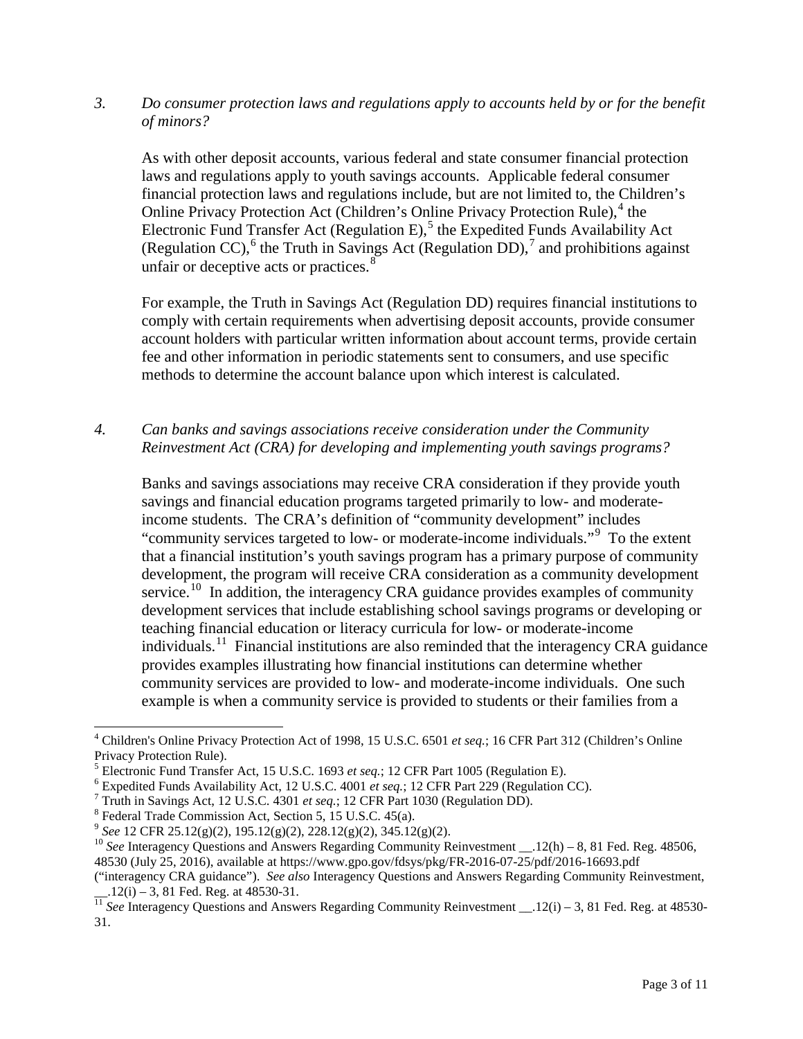*3. Do consumer protection laws and regulations apply to accounts held by or for the benefit of minors?*

As with other deposit accounts, various federal and state consumer financial protection laws and regulations apply to youth savings accounts. Applicable federal consumer financial protection laws and regulations include, but are not limited to, the Children's Online Privacy Protection Act (Children's Online Privacy Protection Rule),[4] the Electronic Fund Transfer Act (Regulation E),[5] the Expedited Funds Availability Act (Regulation CC),[6] the Truth in Savings Act (Regulation DD),[7] and prohibitions against unfair or deceptive acts or practices.[8]

For example, the Truth in Savings Act (Regulation DD) requires financial institutions to comply with certain requirements when advertising deposit accounts, provide consumer account holders with particular written information about account terms, provide certain fee and other information in periodic statements sent to consumers, and use specific methods to determine the account balance upon which interest is calculated.

*4. Can banks and savings associations receive consideration under the Community Reinvestment Act (CRA) for developing and implementing youth savings programs?*

Banks and savings associations may receive CRA consideration if they provide youth savings and financial education programs targeted primarily to low- and moderate-income students. The CRA's definition of "community development" includes "community services targeted to low- or moderate-income individuals."[9] To the extent that a financial institution's youth savings program has a primary purpose of community development, the program will receive CRA consideration as a community development service.[10] In addition, the interagency CRA guidance provides examples of community development services that include establishing school savings programs or developing or teaching financial education or literacy curricula for low- or moderate-income individuals.[11] Financial institutions are also reminded that the interagency CRA guidance provides examples illustrating how financial institutions can determine whether community services are provided to low- and moderate-income individuals. One such example is when a community service is provided to students or their families from a

---

[4] Children's Online Privacy Protection Act of 1998, 15 U.S.C. 6501 *et seq.*; 16 CFR Part 312 (Children's Online Privacy Protection Rule).

[5] Electronic Fund Transfer Act, 15 U.S.C. 1693 *et seq.*; 12 CFR Part 1005 (Regulation E).

[6] Expedited Funds Availability Act, 12 U.S.C. 4001 *et seq.*; 12 CFR Part 229 (Regulation CC).

[7] Truth in Savings Act, 12 U.S.C. 4301 *et seq.*; 12 CFR Part 1030 (Regulation DD).

[8] Federal Trade Commission Act, Section 5, 15 U.S.C. 45(a).

[9] *See* 12 CFR 25.12(g)(2), 195.12(g)(2), 228.12(g)(2), 345.12(g)(2).

[10] *See* Interagency Questions and Answers Regarding Community Reinvestment __.12(h) – 8, 81 Fed. Reg. 48506, 48530 (July 25, 2016), available at https://www.gpo.gov/fdsys/pkg/FR-2016-07-25/pdf/2016-16693.pdf ("interagency CRA guidance"). *See also* Interagency Questions and Answers Regarding Community Reinvestment, __.12(i) – 3, 81 Fed. Reg. at 48530-31.

[11] *See* Interagency Questions and Answers Regarding Community Reinvestment __.12(i) – 3, 81 Fed. Reg. at 48530-31.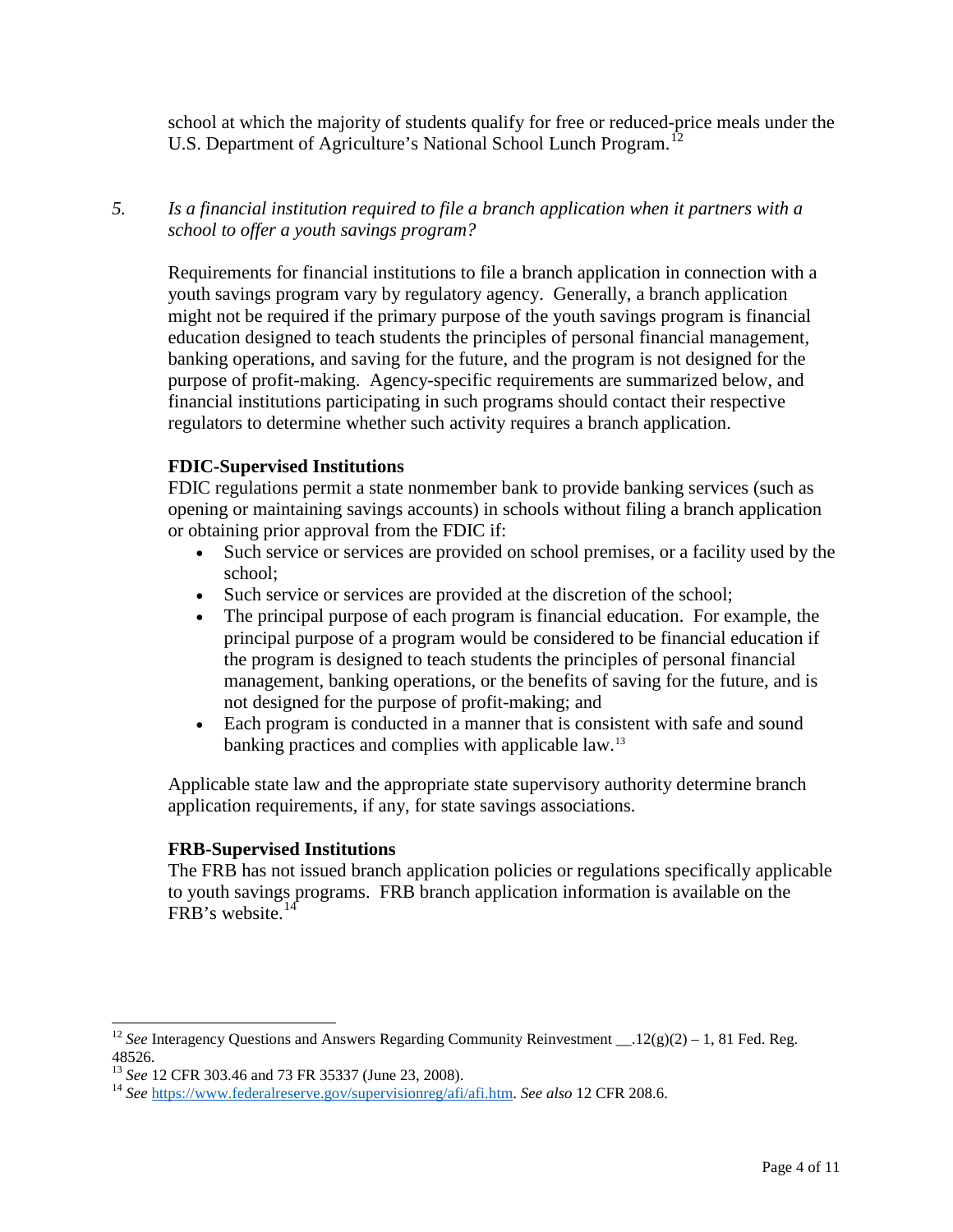school at which the majority of students qualify for free or reduced-price meals under the U.S. Department of Agriculture's National School Lunch Program.[12]

5. *Is a financial institution required to file a branch application when it partners with a school to offer a youth savings program?*

Requirements for financial institutions to file a branch application in connection with a youth savings program vary by regulatory agency. Generally, a branch application might not be required if the primary purpose of the youth savings program is financial education designed to teach students the principles of personal financial management, banking operations, and saving for the future, and the program is not designed for the purpose of profit-making. Agency-specific requirements are summarized below, and financial institutions participating in such programs should contact their respective regulators to determine whether such activity requires a branch application.

**FDIC-Supervised Institutions**

FDIC regulations permit a state nonmember bank to provide banking services (such as opening or maintaining savings accounts) in schools without filing a branch application or obtaining prior approval from the FDIC if:

- Such service or services are provided on school premises, or a facility used by the school;
- Such service or services are provided at the discretion of the school;
- The principal purpose of each program is financial education. For example, the principal purpose of a program would be considered to be financial education if the program is designed to teach students the principles of personal financial management, banking operations, or the benefits of saving for the future, and is not designed for the purpose of profit-making; and
- Each program is conducted in a manner that is consistent with safe and sound banking practices and complies with applicable law.[13]

Applicable state law and the appropriate state supervisory authority determine branch application requirements, if any, for state savings associations.

**FRB-Supervised Institutions**

The FRB has not issued branch application policies or regulations specifically applicable to youth savings programs. FRB branch application information is available on the FRB's website.[14]

---

[12] *See* Interagency Questions and Answers Regarding Community Reinvestment __.12(g)(2) – 1, 81 Fed. Reg. 48526.

[13] *See* 12 CFR 303.46 and 73 FR 35337 (June 23, 2008).

[14] *See* https://www.federalreserve.gov/supervisionreg/afi/afi.htm. *See also* 12 CFR 208.6.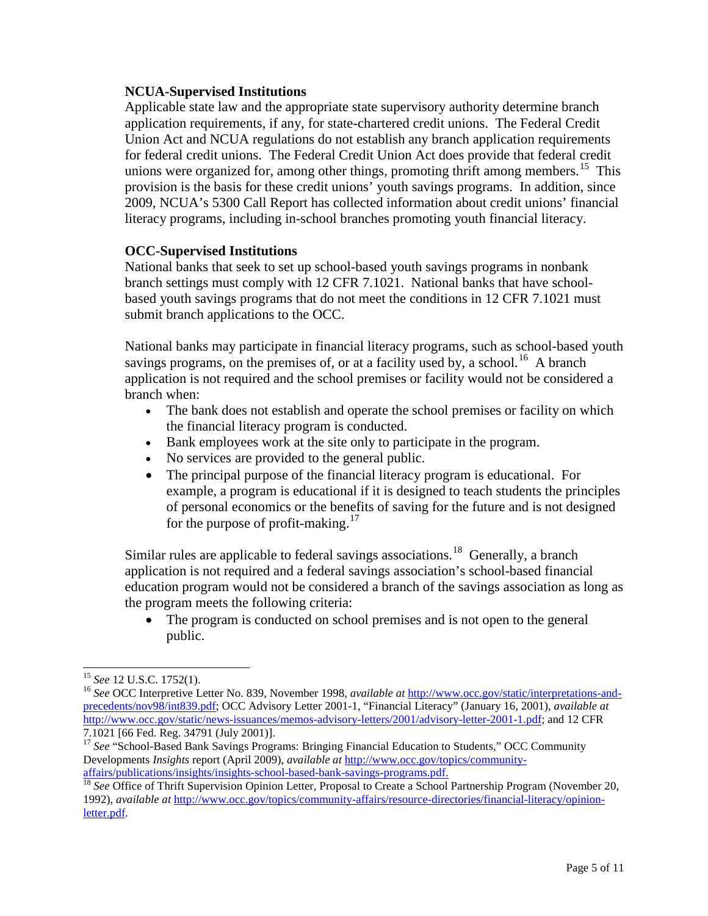### NCUA-Supervised Institutions

Applicable state law and the appropriate state supervisory authority determine branch application requirements, if any, for state-chartered credit unions. The Federal Credit Union Act and NCUA regulations do not establish any branch application requirements for federal credit unions. The Federal Credit Union Act does provide that federal credit unions were organized for, among other things, promoting thrift among members.[15] This provision is the basis for these credit unions' youth savings programs. In addition, since 2009, NCUA's 5300 Call Report has collected information about credit unions' financial literacy programs, including in-school branches promoting youth financial literacy.

### OCC-Supervised Institutions

National banks that seek to set up school-based youth savings programs in nonbank branch settings must comply with 12 CFR 7.1021. National banks that have school-based youth savings programs that do not meet the conditions in 12 CFR 7.1021 must submit branch applications to the OCC.

National banks may participate in financial literacy programs, such as school-based youth savings programs, on the premises of, or at a facility used by, a school.[16] A branch application is not required and the school premises or facility would not be considered a branch when:

- The bank does not establish and operate the school premises or facility on which the financial literacy program is conducted.
- Bank employees work at the site only to participate in the program.
- No services are provided to the general public.
- The principal purpose of the financial literacy program is educational. For example, a program is educational if it is designed to teach students the principles of personal economics or the benefits of saving for the future and is not designed for the purpose of profit-making.[17]

Similar rules are applicable to federal savings associations.[18] Generally, a branch application is not required and a federal savings association's school-based financial education program would not be considered a branch of the savings association as long as the program meets the following criteria:

- The program is conducted on school premises and is not open to the general public.

---

[15] *See* 12 U.S.C. 1752(1).

[16] *See* OCC Interpretive Letter No. 839, November 1998, *available at* http://www.occ.gov/static/interpretations-and-precedents/nov98/int839.pdf; OCC Advisory Letter 2001-1, "Financial Literacy" (January 16, 2001), *available at* http://www.occ.gov/static/news-issuances/memos-advisory-letters/2001/advisory-letter-2001-1.pdf; and 12 CFR 7.1021 [66 Fed. Reg. 34791 (July 2001)].

[17] *See* "School-Based Bank Savings Programs: Bringing Financial Education to Students," OCC Community Developments *Insights* report (April 2009), *available at* http://www.occ.gov/topics/community-affairs/publications/insights/insights-school-based-bank-savings-programs.pdf.

[18] *See* Office of Thrift Supervision Opinion Letter, Proposal to Create a School Partnership Program (November 20, 1992), *available at* http://www.occ.gov/topics/community-affairs/resource-directories/financial-literacy/opinion-letter.pdf.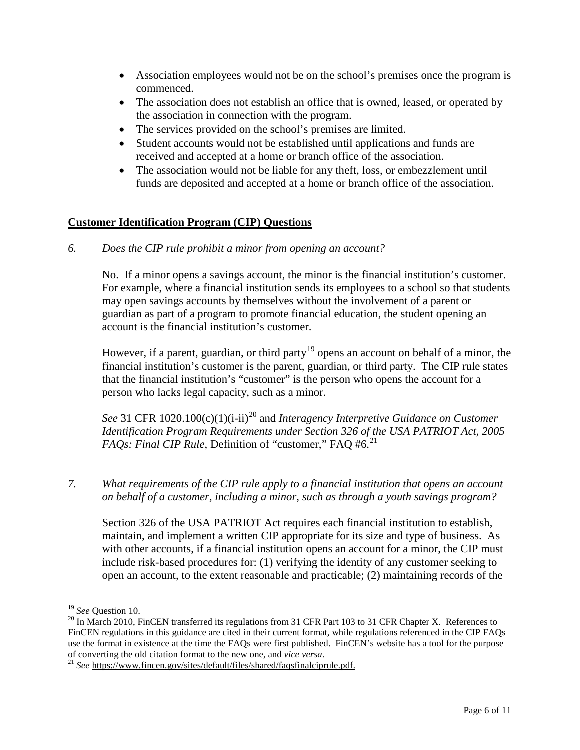- Association employees would not be on the school's premises once the program is commenced.
- The association does not establish an office that is owned, leased, or operated by the association in connection with the program.
- The services provided on the school's premises are limited.
- Student accounts would not be established until applications and funds are received and accepted at a home or branch office of the association.
- The association would not be liable for any theft, loss, or embezzlement until funds are deposited and accepted at a home or branch office of the association.

## **Customer Identification Program (CIP) Questions**

*6. Does the CIP rule prohibit a minor from opening an account?*

No. If a minor opens a savings account, the minor is the financial institution's customer. For example, where a financial institution sends its employees to a school so that students may open savings accounts by themselves without the involvement of a parent or guardian as part of a program to promote financial education, the student opening an account is the financial institution's customer.

However, if a parent, guardian, or third party[19] opens an account on behalf of a minor, the financial institution's customer is the parent, guardian, or third party. The CIP rule states that the financial institution's "customer" is the person who opens the account for a person who lacks legal capacity, such as a minor.

*See* 31 CFR 1020.100(c)(1)(i-ii)[20] and *Interagency Interpretive Guidance on Customer Identification Program Requirements under Section 326 of the USA PATRIOT Act, 2005 FAQs: Final CIP Rule*, Definition of "customer," FAQ #6.[21]

*7. What requirements of the CIP rule apply to a financial institution that opens an account on behalf of a customer, including a minor, such as through a youth savings program?*

Section 326 of the USA PATRIOT Act requires each financial institution to establish, maintain, and implement a written CIP appropriate for its size and type of business. As with other accounts, if a financial institution opens an account for a minor, the CIP must include risk-based procedures for: (1) verifying the identity of any customer seeking to open an account, to the extent reasonable and practicable; (2) maintaining records of the

---

[19] *See* Question 10.

[20] In March 2010, FinCEN transferred its regulations from 31 CFR Part 103 to 31 CFR Chapter X. References to FinCEN regulations in this guidance are cited in their current format, while regulations referenced in the CIP FAQs use the format in existence at the time the FAQs were first published. FinCEN's website has a tool for the purpose of converting the old citation format to the new one, and *vice versa*.

[21] *See* https://www.fincen.gov/sites/default/files/shared/faqsfinalciprule.pdf.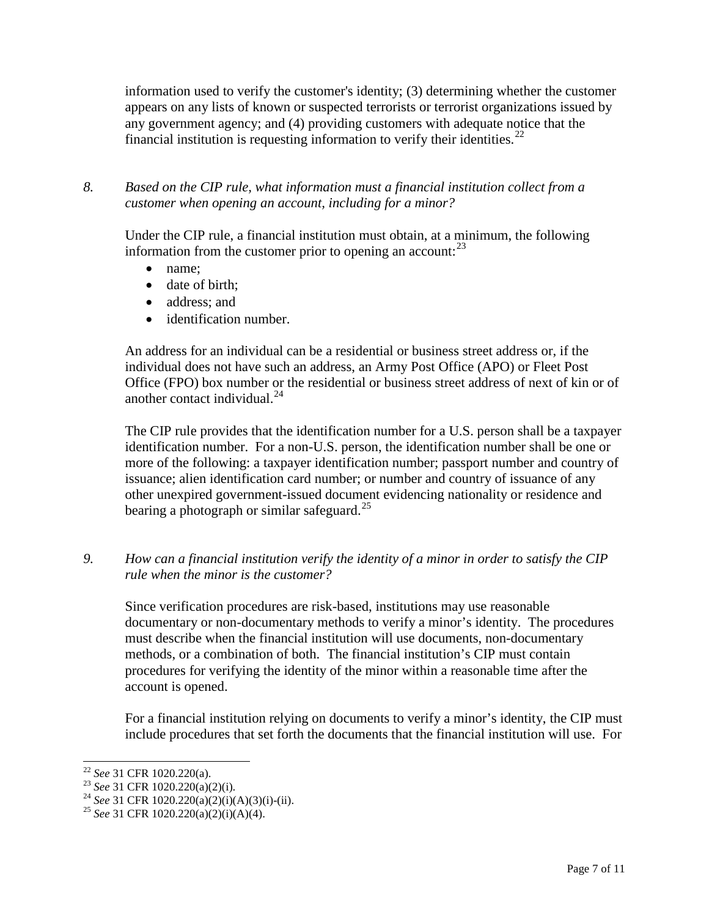information used to verify the customer's identity; (3) determining whether the customer appears on any lists of known or suspected terrorists or terrorist organizations issued by any government agency; and (4) providing customers with adequate notice that the financial institution is requesting information to verify their identities.[22]

*8. Based on the CIP rule, what information must a financial institution collect from a customer when opening an account, including for a minor?*

Under the CIP rule, a financial institution must obtain, at a minimum, the following information from the customer prior to opening an account:[23]

- name;
- date of birth;
- address; and
- identification number.

An address for an individual can be a residential or business street address or, if the individual does not have such an address, an Army Post Office (APO) or Fleet Post Office (FPO) box number or the residential or business street address of next of kin or of another contact individual.[24]

The CIP rule provides that the identification number for a U.S. person shall be a taxpayer identification number. For a non-U.S. person, the identification number shall be one or more of the following: a taxpayer identification number; passport number and country of issuance; alien identification card number; or number and country of issuance of any other unexpired government-issued document evidencing nationality or residence and bearing a photograph or similar safeguard.[25]

*9. How can a financial institution verify the identity of a minor in order to satisfy the CIP rule when the minor is the customer?*

Since verification procedures are risk-based, institutions may use reasonable documentary or non-documentary methods to verify a minor's identity. The procedures must describe when the financial institution will use documents, non-documentary methods, or a combination of both. The financial institution's CIP must contain procedures for verifying the identity of the minor within a reasonable time after the account is opened.

For a financial institution relying on documents to verify a minor's identity, the CIP must include procedures that set forth the documents that the financial institution will use. For

---

[22] *See* 31 CFR 1020.220(a).
[23] *See* 31 CFR 1020.220(a)(2)(i).
[24] *See* 31 CFR 1020.220(a)(2)(i)(A)(3)(i)-(ii).
[25] *See* 31 CFR 1020.220(a)(2)(i)(A)(4).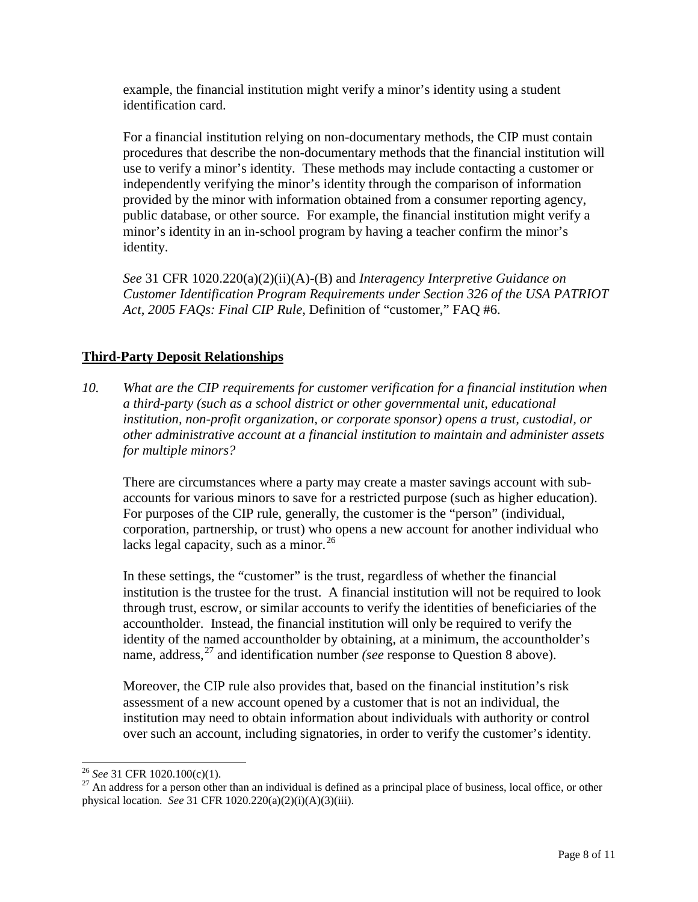example, the financial institution might verify a minor's identity using a student identification card.

For a financial institution relying on non-documentary methods, the CIP must contain procedures that describe the non-documentary methods that the financial institution will use to verify a minor's identity. These methods may include contacting a customer or independently verifying the minor's identity through the comparison of information provided by the minor with information obtained from a consumer reporting agency, public database, or other source. For example, the financial institution might verify a minor's identity in an in-school program by having a teacher confirm the minor's identity.

*See* 31 CFR 1020.220(a)(2)(ii)(A)-(B) and *Interagency Interpretive Guidance on Customer Identification Program Requirements under Section 326 of the USA PATRIOT Act, 2005 FAQs: Final CIP Rule*, Definition of "customer," FAQ #6.

## Third-Party Deposit Relationships

10. *What are the CIP requirements for customer verification for a financial institution when a third-party (such as a school district or other governmental unit, educational institution, non-profit organization, or corporate sponsor) opens a trust, custodial, or other administrative account at a financial institution to maintain and administer assets for multiple minors?*

There are circumstances where a party may create a master savings account with sub-accounts for various minors to save for a restricted purpose (such as higher education). For purposes of the CIP rule, generally, the customer is the "person" (individual, corporation, partnership, or trust) who opens a new account for another individual who lacks legal capacity, such as a minor.[26]

In these settings, the "customer" is the trust, regardless of whether the financial institution is the trustee for the trust. A financial institution will not be required to look through trust, escrow, or similar accounts to verify the identities of beneficiaries of the accountholder. Instead, the financial institution will only be required to verify the identity of the named accountholder by obtaining, at a minimum, the accountholder's name, address,[27] and identification number *(see* response to Question 8 above).

Moreover, the CIP rule also provides that, based on the financial institution's risk assessment of a new account opened by a customer that is not an individual, the institution may need to obtain information about individuals with authority or control over such an account, including signatories, in order to verify the customer's identity.

---

[26] *See* 31 CFR 1020.100(c)(1).

[27] An address for a person other than an individual is defined as a principal place of business, local office, or other physical location. *See* 31 CFR 1020.220(a)(2)(i)(A)(3)(iii).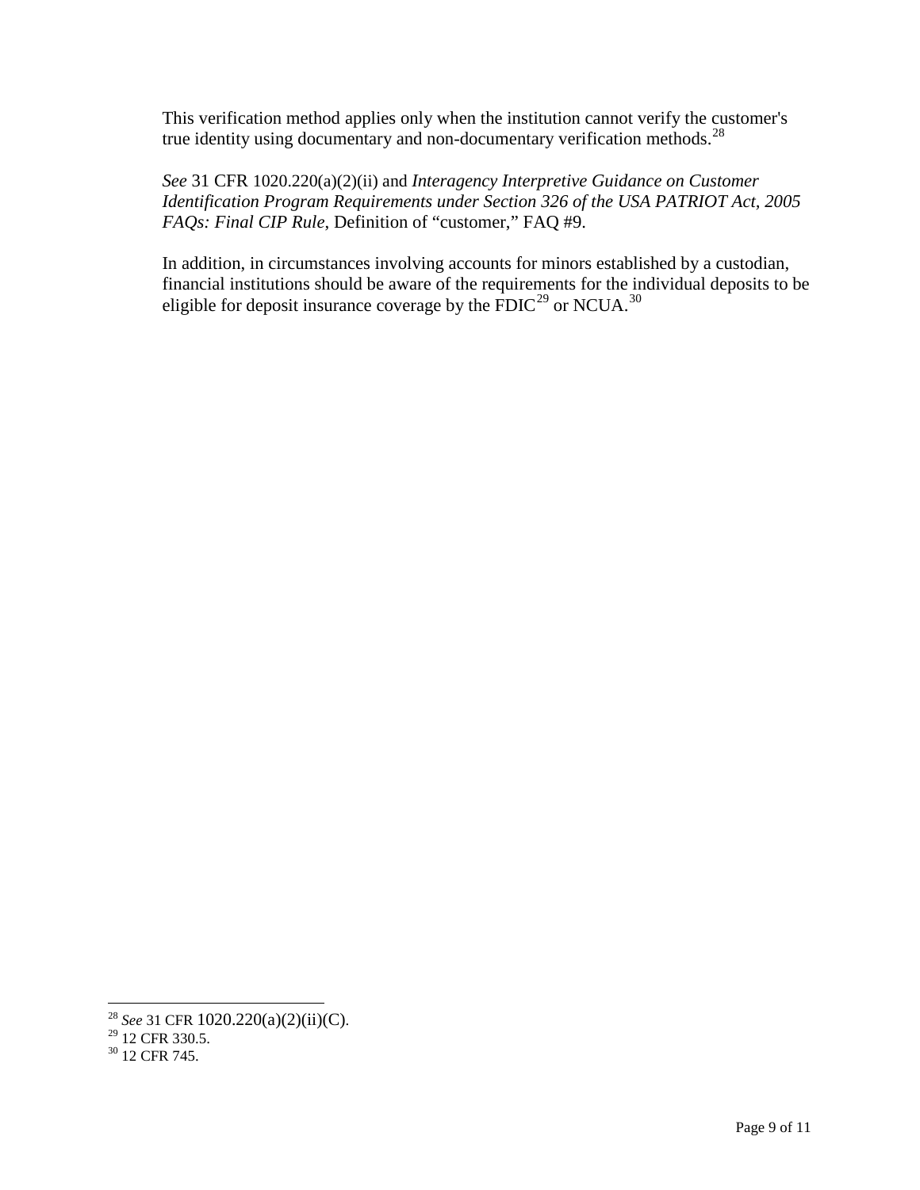This verification method applies only when the institution cannot verify the customer's true identity using documentary and non-documentary verification methods.[28]

*See* 31 CFR 1020.220(a)(2)(ii) and *Interagency Interpretive Guidance on Customer Identification Program Requirements under Section 326 of the USA PATRIOT Act, 2005 FAQs: Final CIP Rule*, Definition of "customer," FAQ #9.

In addition, in circumstances involving accounts for minors established by a custodian, financial institutions should be aware of the requirements for the individual deposits to be eligible for deposit insurance coverage by the FDIC[29] or NCUA.[30]

---

[28] *See* 31 CFR 1020.220(a)(2)(ii)(C).

[29] 12 CFR 330.5.

[30] 12 CFR 745.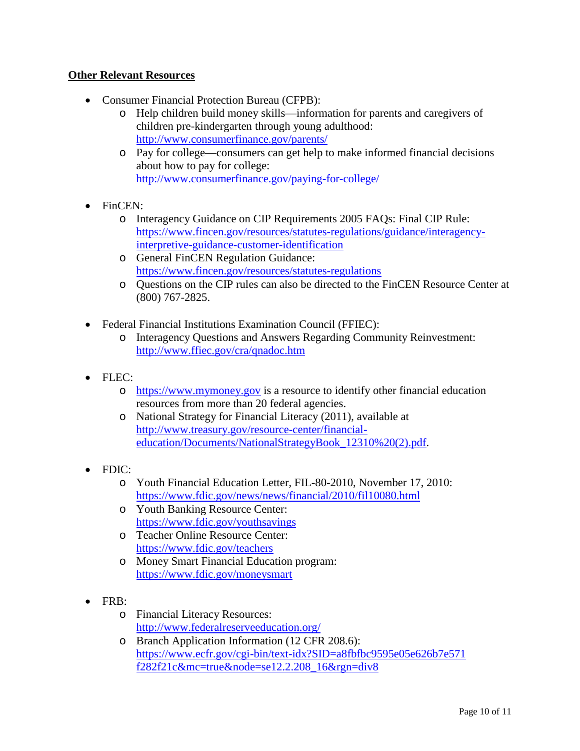**Other Relevant Resources**

- Consumer Financial Protection Bureau (CFPB):
  - Help children build money skills—information for parents and caregivers of children pre-kindergarten through young adulthood: http://www.consumerfinance.gov/parents/
  - Pay for college—consumers can get help to make informed financial decisions about how to pay for college: http://www.consumerfinance.gov/paying-for-college/

- FinCEN:
  - Interagency Guidance on CIP Requirements 2005 FAQs: Final CIP Rule: https://www.fincen.gov/resources/statutes-regulations/guidance/interagency-interpretive-guidance-customer-identification
  - General FinCEN Regulation Guidance: https://www.fincen.gov/resources/statutes-regulations
  - Questions on the CIP rules can also be directed to the FinCEN Resource Center at (800) 767-2825.

- Federal Financial Institutions Examination Council (FFIEC):
  - Interagency Questions and Answers Regarding Community Reinvestment: http://www.ffiec.gov/cra/qnadoc.htm

- FLEC:
  - https://www.mymoney.gov is a resource to identify other financial education resources from more than 20 federal agencies.
  - National Strategy for Financial Literacy (2011), available at http://www.treasury.gov/resource-center/financial-education/Documents/NationalStrategyBook_12310%20(2).pdf.

- FDIC:
  - Youth Financial Education Letter, FIL-80-2010, November 17, 2010: https://www.fdic.gov/news/news/financial/2010/fil10080.html
  - Youth Banking Resource Center: https://www.fdic.gov/youthsavings
  - Teacher Online Resource Center: https://www.fdic.gov/teachers
  - Money Smart Financial Education program: https://www.fdic.gov/moneysmart

- FRB:
  - Financial Literacy Resources: http://www.federalreserveeducation.org/
  - Branch Application Information (12 CFR 208.6): https://www.ecfr.gov/cgi-bin/text-idx?SID=a8fbfbc9595e05e626b7e571f282f21c&mc=true&node=se12.2.208_16&rgn=div8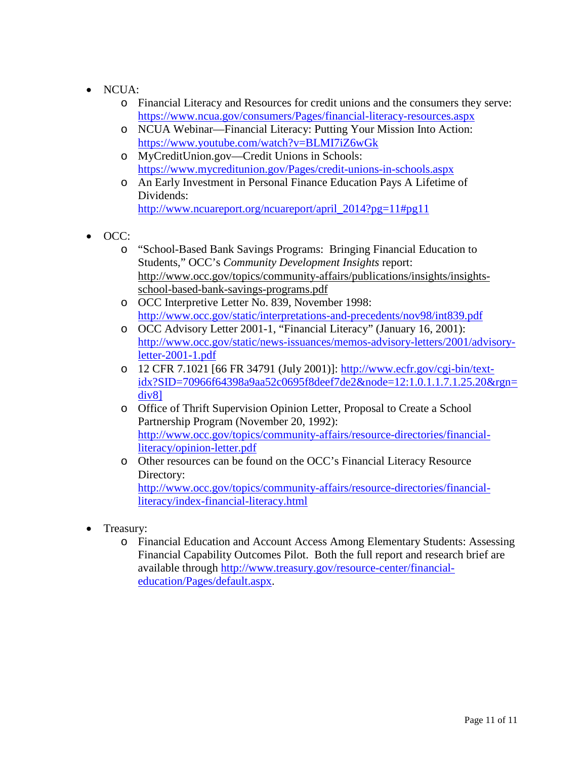- NCUA:
  - Financial Literacy and Resources for credit unions and the consumers they serve: https://www.ncua.gov/consumers/Pages/financial-literacy-resources.aspx
  - NCUA Webinar—Financial Literacy: Putting Your Mission Into Action: https://www.youtube.com/watch?v=BLMI7iZ6wGk
  - MyCreditUnion.gov—Credit Unions in Schools: https://www.mycreditunion.gov/Pages/credit-unions-in-schools.aspx
  - An Early Investment in Personal Finance Education Pays A Lifetime of Dividends: http://www.ncuareport.org/ncuareport/april_2014?pg=11#pg11

- OCC:
  - "School-Based Bank Savings Programs: Bringing Financial Education to Students," OCC's *Community Development Insights* report: http://www.occ.gov/topics/community-affairs/publications/insights/insights-school-based-bank-savings-programs.pdf
  - OCC Interpretive Letter No. 839, November 1998: http://www.occ.gov/static/interpretations-and-precedents/nov98/int839.pdf
  - OCC Advisory Letter 2001-1, "Financial Literacy" (January 16, 2001): http://www.occ.gov/static/news-issuances/memos-advisory-letters/2001/advisory-letter-2001-1.pdf
  - 12 CFR 7.1021 [66 FR 34791 (July 2001)]: http://www.ecfr.gov/cgi-bin/text-idx?SID=70966f64398a9aa52c0695f8deef7de2&node=12:1.0.1.1.7.1.25.20&rgn=div8]
  - Office of Thrift Supervision Opinion Letter, Proposal to Create a School Partnership Program (November 20, 1992): http://www.occ.gov/topics/community-affairs/resource-directories/financial-literacy/opinion-letter.pdf
  - Other resources can be found on the OCC's Financial Literacy Resource Directory: http://www.occ.gov/topics/community-affairs/resource-directories/financial-literacy/index-financial-literacy.html

- Treasury:
  - Financial Education and Account Access Among Elementary Students: Assessing Financial Capability Outcomes Pilot. Both the full report and research brief are available through http://www.treasury.gov/resource-center/financial-education/Pages/default.aspx.